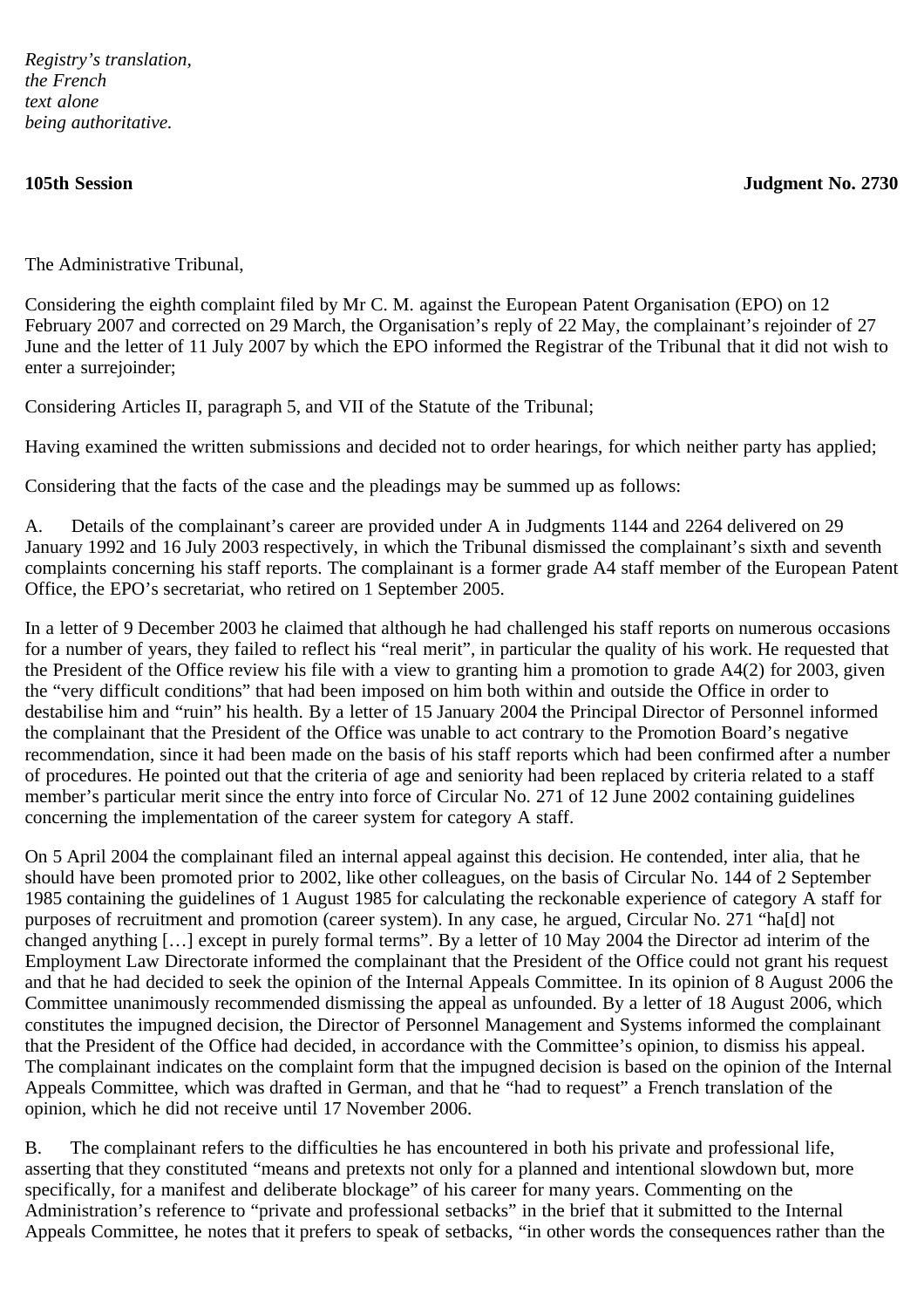*Registry's translation,*
*the French*
*text alone*
*being authoritative.*

**105th Session** **Judgment No. 2730**

The Administrative Tribunal,

Considering the eighth complaint filed by Mr C. M. against the European Patent Organisation (EPO) on 12 February 2007 and corrected on 29 March, the Organisation's reply of 22 May, the complainant's rejoinder of 27 June and the letter of 11 July 2007 by which the EPO informed the Registrar of the Tribunal that it did not wish to enter a surrejoinder;

Considering Articles II, paragraph 5, and VII of the Statute of the Tribunal;

Having examined the written submissions and decided not to order hearings, for which neither party has applied;

Considering that the facts of the case and the pleadings may be summed up as follows:

A. Details of the complainant's career are provided under A in Judgments 1144 and 2264 delivered on 29 January 1992 and 16 July 2003 respectively, in which the Tribunal dismissed the complainant's sixth and seventh complaints concerning his staff reports. The complainant is a former grade A4 staff member of the European Patent Office, the EPO's secretariat, who retired on 1 September 2005.

In a letter of 9 December 2003 he claimed that although he had challenged his staff reports on numerous occasions for a number of years, they failed to reflect his "real merit", in particular the quality of his work. He requested that the President of the Office review his file with a view to granting him a promotion to grade A4(2) for 2003, given the "very difficult conditions" that had been imposed on him both within and outside the Office in order to destabilise him and "ruin" his health. By a letter of 15 January 2004 the Principal Director of Personnel informed the complainant that the President of the Office was unable to act contrary to the Promotion Board's negative recommendation, since it had been made on the basis of his staff reports which had been confirmed after a number of procedures. He pointed out that the criteria of age and seniority had been replaced by criteria related to a staff member's particular merit since the entry into force of Circular No. 271 of 12 June 2002 containing guidelines concerning the implementation of the career system for category A staff.

On 5 April 2004 the complainant filed an internal appeal against this decision. He contended, inter alia, that he should have been promoted prior to 2002, like other colleagues, on the basis of Circular No. 144 of 2 September 1985 containing the guidelines of 1 August 1985 for calculating the reckonable experience of category A staff for purposes of recruitment and promotion (career system). In any case, he argued, Circular No. 271 "ha[d] not changed anything […] except in purely formal terms". By a letter of 10 May 2004 the Director ad interim of the Employment Law Directorate informed the complainant that the President of the Office could not grant his request and that he had decided to seek the opinion of the Internal Appeals Committee. In its opinion of 8 August 2006 the Committee unanimously recommended dismissing the appeal as unfounded. By a letter of 18 August 2006, which constitutes the impugned decision, the Director of Personnel Management and Systems informed the complainant that the President of the Office had decided, in accordance with the Committee's opinion, to dismiss his appeal. The complainant indicates on the complaint form that the impugned decision is based on the opinion of the Internal Appeals Committee, which was drafted in German, and that he "had to request" a French translation of the opinion, which he did not receive until 17 November 2006.

B. The complainant refers to the difficulties he has encountered in both his private and professional life, asserting that they constituted "means and pretexts not only for a planned and intentional slowdown but, more specifically, for a manifest and deliberate blockage" of his career for many years. Commenting on the Administration's reference to "private and professional setbacks" in the brief that it submitted to the Internal Appeals Committee, he notes that it prefers to speak of setbacks, "in other words the consequences rather than the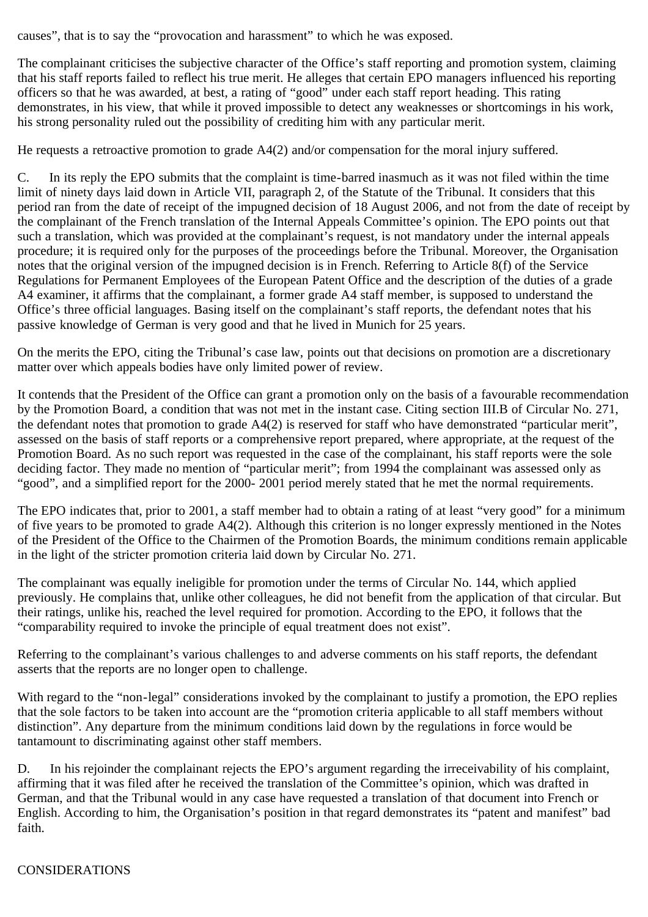causes", that is to say the "provocation and harassment" to which he was exposed.

The complainant criticises the subjective character of the Office's staff reporting and promotion system, claiming that his staff reports failed to reflect his true merit. He alleges that certain EPO managers influenced his reporting officers so that he was awarded, at best, a rating of "good" under each staff report heading. This rating demonstrates, in his view, that while it proved impossible to detect any weaknesses or shortcomings in his work, his strong personality ruled out the possibility of crediting him with any particular merit.

He requests a retroactive promotion to grade A4(2) and/or compensation for the moral injury suffered.

C. In its reply the EPO submits that the complaint is time-barred inasmuch as it was not filed within the time limit of ninety days laid down in Article VII, paragraph 2, of the Statute of the Tribunal. It considers that this period ran from the date of receipt of the impugned decision of 18 August 2006, and not from the date of receipt by the complainant of the French translation of the Internal Appeals Committee's opinion. The EPO points out that such a translation, which was provided at the complainant's request, is not mandatory under the internal appeals procedure; it is required only for the purposes of the proceedings before the Tribunal. Moreover, the Organisation notes that the original version of the impugned decision is in French. Referring to Article 8(f) of the Service Regulations for Permanent Employees of the European Patent Office and the description of the duties of a grade A4 examiner, it affirms that the complainant, a former grade A4 staff member, is supposed to understand the Office's three official languages. Basing itself on the complainant's staff reports, the defendant notes that his passive knowledge of German is very good and that he lived in Munich for 25 years.

On the merits the EPO, citing the Tribunal's case law, points out that decisions on promotion are a discretionary matter over which appeals bodies have only limited power of review.

It contends that the President of the Office can grant a promotion only on the basis of a favourable recommendation by the Promotion Board, a condition that was not met in the instant case. Citing section III.B of Circular No. 271, the defendant notes that promotion to grade A4(2) is reserved for staff who have demonstrated "particular merit", assessed on the basis of staff reports or a comprehensive report prepared, where appropriate, at the request of the Promotion Board. As no such report was requested in the case of the complainant, his staff reports were the sole deciding factor. They made no mention of "particular merit"; from 1994 the complainant was assessed only as "good", and a simplified report for the 2000- 2001 period merely stated that he met the normal requirements.

The EPO indicates that, prior to 2001, a staff member had to obtain a rating of at least "very good" for a minimum of five years to be promoted to grade A4(2). Although this criterion is no longer expressly mentioned in the Notes of the President of the Office to the Chairmen of the Promotion Boards, the minimum conditions remain applicable in the light of the stricter promotion criteria laid down by Circular No. 271.

The complainant was equally ineligible for promotion under the terms of Circular No. 144, which applied previously. He complains that, unlike other colleagues, he did not benefit from the application of that circular. But their ratings, unlike his, reached the level required for promotion. According to the EPO, it follows that the "comparability required to invoke the principle of equal treatment does not exist".

Referring to the complainant's various challenges to and adverse comments on his staff reports, the defendant asserts that the reports are no longer open to challenge.

With regard to the "non-legal" considerations invoked by the complainant to justify a promotion, the EPO replies that the sole factors to be taken into account are the "promotion criteria applicable to all staff members without distinction". Any departure from the minimum conditions laid down by the regulations in force would be tantamount to discriminating against other staff members.

D. In his rejoinder the complainant rejects the EPO's argument regarding the irreceivability of his complaint, affirming that it was filed after he received the translation of the Committee's opinion, which was drafted in German, and that the Tribunal would in any case have requested a translation of that document into French or English. According to him, the Organisation's position in that regard demonstrates its "patent and manifest" bad faith.

CONSIDERATIONS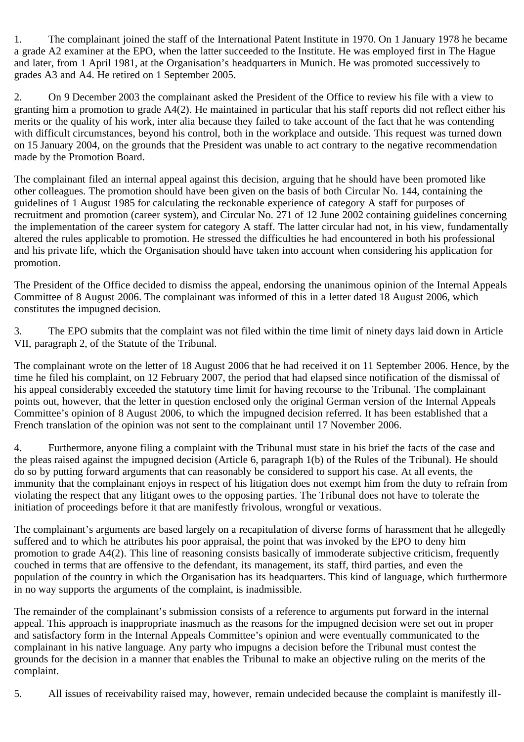1. The complainant joined the staff of the International Patent Institute in 1970. On 1 January 1978 he became a grade A2 examiner at the EPO, when the latter succeeded to the Institute. He was employed first in The Hague and later, from 1 April 1981, at the Organisation's headquarters in Munich. He was promoted successively to grades A3 and A4. He retired on 1 September 2005.

2. On 9 December 2003 the complainant asked the President of the Office to review his file with a view to granting him a promotion to grade A4(2). He maintained in particular that his staff reports did not reflect either his merits or the quality of his work, inter alia because they failed to take account of the fact that he was contending with difficult circumstances, beyond his control, both in the workplace and outside. This request was turned down on 15 January 2004, on the grounds that the President was unable to act contrary to the negative recommendation made by the Promotion Board.

The complainant filed an internal appeal against this decision, arguing that he should have been promoted like other colleagues. The promotion should have been given on the basis of both Circular No. 144, containing the guidelines of 1 August 1985 for calculating the reckonable experience of category A staff for purposes of recruitment and promotion (career system), and Circular No. 271 of 12 June 2002 containing guidelines concerning the implementation of the career system for category A staff. The latter circular had not, in his view, fundamentally altered the rules applicable to promotion. He stressed the difficulties he had encountered in both his professional and his private life, which the Organisation should have taken into account when considering his application for promotion.

The President of the Office decided to dismiss the appeal, endorsing the unanimous opinion of the Internal Appeals Committee of 8 August 2006. The complainant was informed of this in a letter dated 18 August 2006, which constitutes the impugned decision.

3. The EPO submits that the complaint was not filed within the time limit of ninety days laid down in Article VII, paragraph 2, of the Statute of the Tribunal.

The complainant wrote on the letter of 18 August 2006 that he had received it on 11 September 2006. Hence, by the time he filed his complaint, on 12 February 2007, the period that had elapsed since notification of the dismissal of his appeal considerably exceeded the statutory time limit for having recourse to the Tribunal. The complainant points out, however, that the letter in question enclosed only the original German version of the Internal Appeals Committee's opinion of 8 August 2006, to which the impugned decision referred. It has been established that a French translation of the opinion was not sent to the complainant until 17 November 2006.

4. Furthermore, anyone filing a complaint with the Tribunal must state in his brief the facts of the case and the pleas raised against the impugned decision (Article 6, paragraph 1(b) of the Rules of the Tribunal). He should do so by putting forward arguments that can reasonably be considered to support his case. At all events, the immunity that the complainant enjoys in respect of his litigation does not exempt him from the duty to refrain from violating the respect that any litigant owes to the opposing parties. The Tribunal does not have to tolerate the initiation of proceedings before it that are manifestly frivolous, wrongful or vexatious.

The complainant's arguments are based largely on a recapitulation of diverse forms of harassment that he allegedly suffered and to which he attributes his poor appraisal, the point that was invoked by the EPO to deny him promotion to grade A4(2). This line of reasoning consists basically of immoderate subjective criticism, frequently couched in terms that are offensive to the defendant, its management, its staff, third parties, and even the population of the country in which the Organisation has its headquarters. This kind of language, which furthermore in no way supports the arguments of the complaint, is inadmissible.

The remainder of the complainant's submission consists of a reference to arguments put forward in the internal appeal. This approach is inappropriate inasmuch as the reasons for the impugned decision were set out in proper and satisfactory form in the Internal Appeals Committee's opinion and were eventually communicated to the complainant in his native language. Any party who impugns a decision before the Tribunal must contest the grounds for the decision in a manner that enables the Tribunal to make an objective ruling on the merits of the complaint.

5. All issues of receivability raised may, however, remain undecided because the complaint is manifestly ill-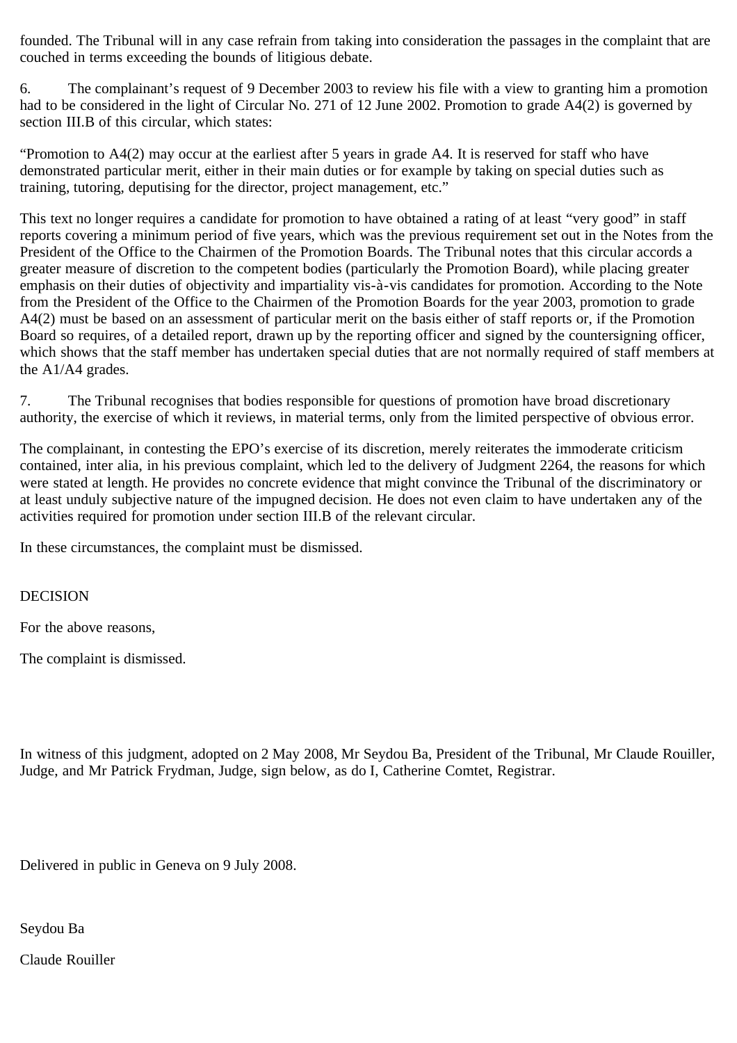founded. The Tribunal will in any case refrain from taking into consideration the passages in the complaint that are couched in terms exceeding the bounds of litigious debate.

6. The complainant's request of 9 December 2003 to review his file with a view to granting him a promotion had to be considered in the light of Circular No. 271 of 12 June 2002. Promotion to grade A4(2) is governed by section III.B of this circular, which states:

"Promotion to A4(2) may occur at the earliest after 5 years in grade A4. It is reserved for staff who have demonstrated particular merit, either in their main duties or for example by taking on special duties such as training, tutoring, deputising for the director, project management, etc."

This text no longer requires a candidate for promotion to have obtained a rating of at least "very good" in staff reports covering a minimum period of five years, which was the previous requirement set out in the Notes from the President of the Office to the Chairmen of the Promotion Boards. The Tribunal notes that this circular accords a greater measure of discretion to the competent bodies (particularly the Promotion Board), while placing greater emphasis on their duties of objectivity and impartiality vis-à-vis candidates for promotion. According to the Note from the President of the Office to the Chairmen of the Promotion Boards for the year 2003, promotion to grade A4(2) must be based on an assessment of particular merit on the basis either of staff reports or, if the Promotion Board so requires, of a detailed report, drawn up by the reporting officer and signed by the countersigning officer, which shows that the staff member has undertaken special duties that are not normally required of staff members at the A1/A4 grades.

7. The Tribunal recognises that bodies responsible for questions of promotion have broad discretionary authority, the exercise of which it reviews, in material terms, only from the limited perspective of obvious error.

The complainant, in contesting the EPO's exercise of its discretion, merely reiterates the immoderate criticism contained, inter alia, in his previous complaint, which led to the delivery of Judgment 2264, the reasons for which were stated at length. He provides no concrete evidence that might convince the Tribunal of the discriminatory or at least unduly subjective nature of the impugned decision. He does not even claim to have undertaken any of the activities required for promotion under section III.B of the relevant circular.

In these circumstances, the complaint must be dismissed.

DECISION

For the above reasons,

The complaint is dismissed.

In witness of this judgment, adopted on 2 May 2008, Mr Seydou Ba, President of the Tribunal, Mr Claude Rouiller, Judge, and Mr Patrick Frydman, Judge, sign below, as do I, Catherine Comtet, Registrar.

Delivered in public in Geneva on 9 July 2008.

Seydou Ba

Claude Rouiller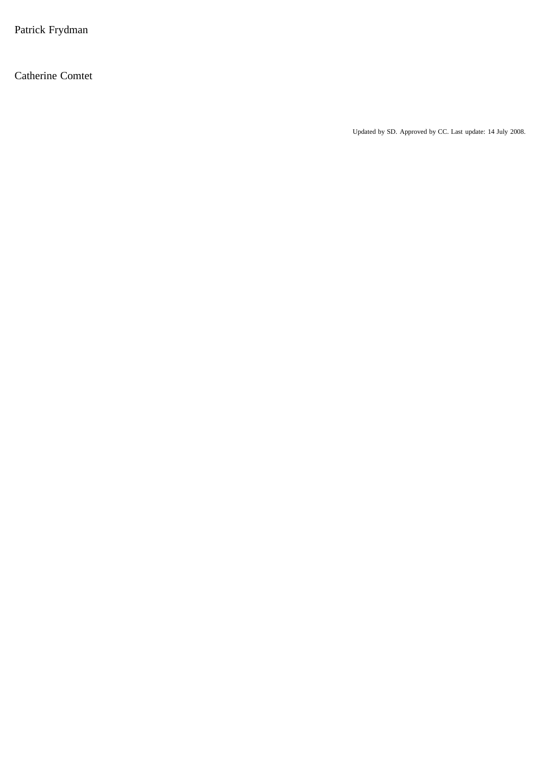Patrick Frydman

Catherine Comtet

Updated by SD. Approved by CC. Last update: 14 July 2008.